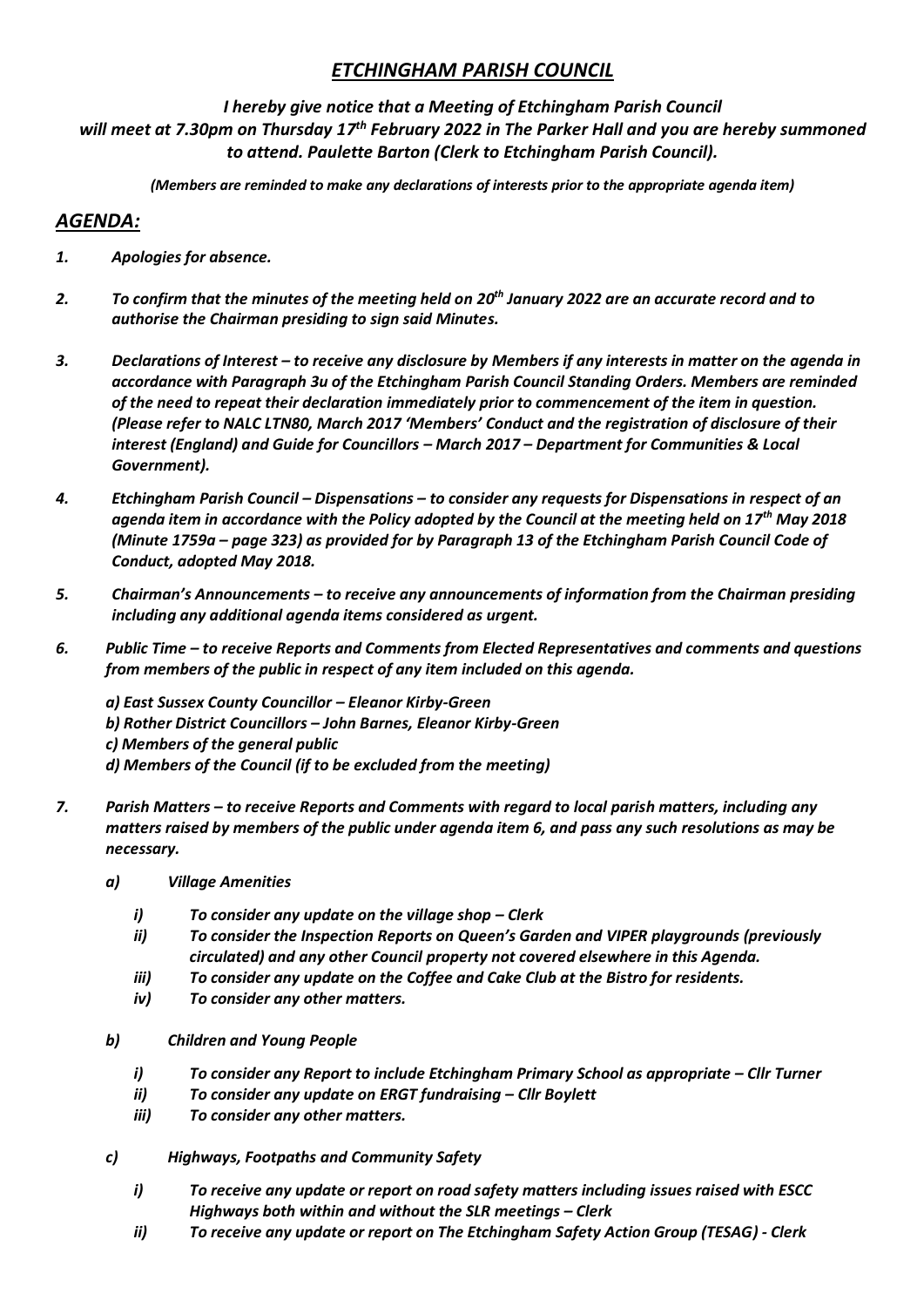# *ETCHINGHAM PARISH COUNCIL*

***I hereby give notice that a Meeting of Etchingham Parish Council will meet at 7.30pm on Thursday 17th February 2022 in The Parker Hall and you are hereby summoned to attend. Paulette Barton (Clerk to Etchingham Parish Council).***

***(Members are reminded to make any declarations of interests prior to the appropriate agenda item)***

## *AGENDA:*

1. ***Apologies for absence.***

2. ***To confirm that the minutes of the meeting held on 20th January 2022 are an accurate record and to authorise the Chairman presiding to sign said Minutes.***

3. ***Declarations of Interest – to receive any disclosure by Members if any interests in matter on the agenda in accordance with Paragraph 3u of the Etchingham Parish Council Standing Orders. Members are reminded of the need to repeat their declaration immediately prior to commencement of the item in question. (Please refer to NALC LTN80, March 2017 'Members' Conduct and the registration of disclosure of their interest (England) and Guide for Councillors – March 2017 – Department for Communities & Local Government).***

4. ***Etchingham Parish Council – Dispensations – to consider any requests for Dispensations in respect of an agenda item in accordance with the Policy adopted by the Council at the meeting held on 17th May 2018 (Minute 1759a – page 323) as provided for by Paragraph 13 of the Etchingham Parish Council Code of Conduct, adopted May 2018.***

5. ***Chairman's Announcements – to receive any announcements of information from the Chairman presiding including any additional agenda items considered as urgent.***

6. ***Public Time – to receive Reports and Comments from Elected Representatives and comments and questions from members of the public in respect of any item included on this agenda.***

   ***a) East Sussex County Councillor – Eleanor Kirby-Green***
   ***b) Rother District Councillors – John Barnes, Eleanor Kirby-Green***
   ***c) Members of the general public***
   ***d) Members of the Council (if to be excluded from the meeting)***

7. ***Parish Matters – to receive Reports and Comments with regard to local parish matters, including any matters raised by members of the public under agenda item 6, and pass any such resolutions as may be necessary.***

   ***a) Village Amenities***

   - ***i) To consider any update on the village shop – Clerk***
   - ***ii) To consider the Inspection Reports on Queen's Garden and VIPER playgrounds (previously circulated) and any other Council property not covered elsewhere in this Agenda.***
   - ***iii) To consider any update on the Coffee and Cake Club at the Bistro for residents.***
   - ***iv) To consider any other matters.***

   ***b) Children and Young People***

   - ***i) To consider any Report to include Etchingham Primary School as appropriate – Cllr Turner***
   - ***ii) To consider any update on ERGT fundraising – Cllr Boylett***
   - ***iii) To consider any other matters.***

   ***c) Highways, Footpaths and Community Safety***

   - ***i) To receive any update or report on road safety matters including issues raised with ESCC Highways both within and without the SLR meetings – Clerk***
   - ***ii) To receive any update or report on The Etchingham Safety Action Group (TESAG) - Clerk***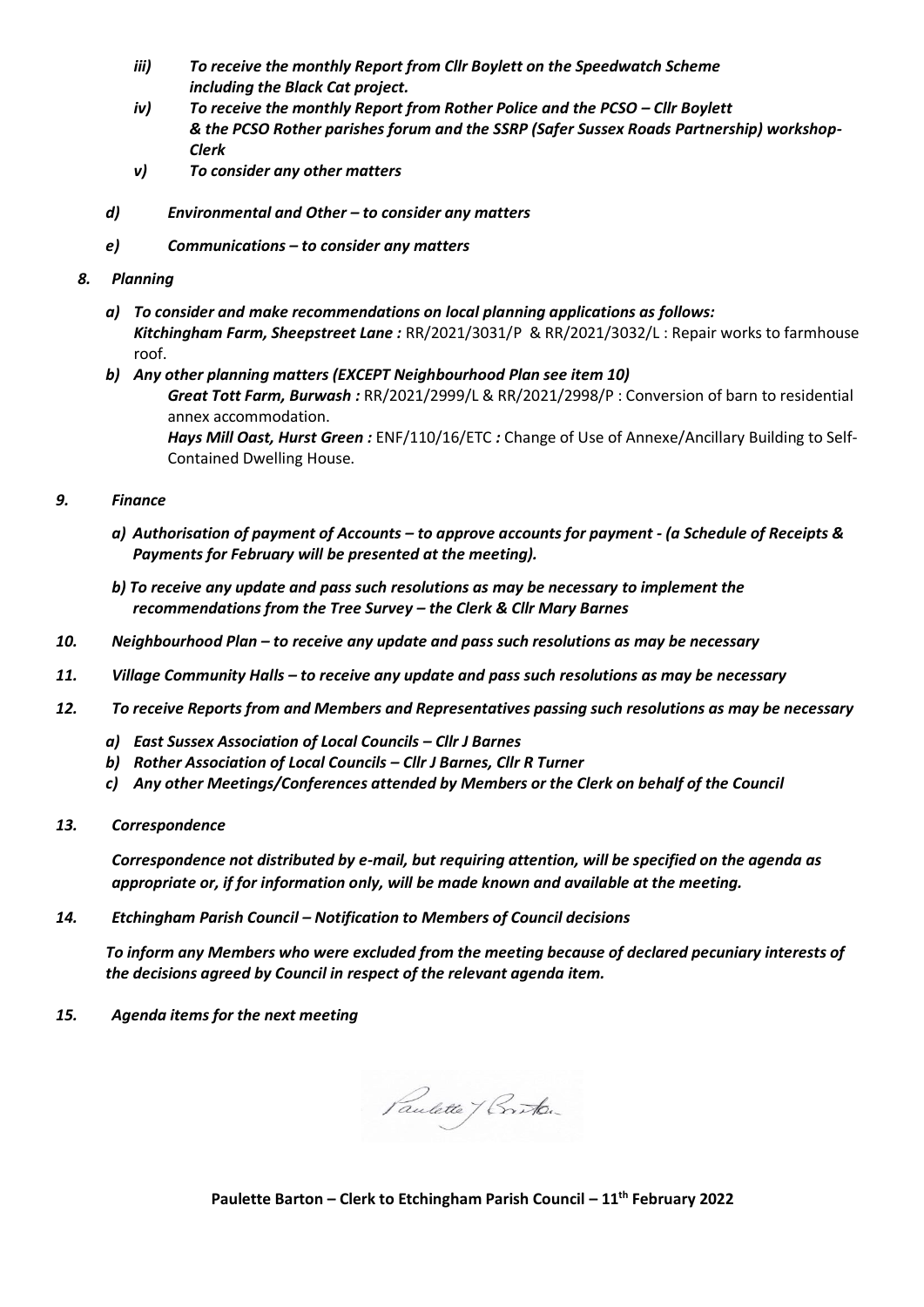*iii) To receive the monthly Report from Cllr Boylett on the Speedwatch Scheme including the Black Cat project.*

*iv) To receive the monthly Report from Rother Police and the PCSO – Cllr Boylett & the PCSO Rother parishes forum and the SSRP (Safer Sussex Roads Partnership) workshop- Clerk*

*v) To consider any other matters*

***d) Environmental and Other – to consider any matters***

***e) Communications – to consider any matters***

**8. *Planning***

***a) To consider and make recommendations on local planning applications as follows:***
***Kitchingham Farm, Sheepstreet Lane :*** RR/2021/3031/P & RR/2021/3032/L : Repair works to farmhouse roof.

***b) Any other planning matters (EXCEPT Neighbourhood Plan see item 10)***
***Great Tott Farm, Burwash :*** RR/2021/2999/L & RR/2021/2998/P : Conversion of barn to residential annex accommodation.
***Hays Mill Oast, Hurst Green :*** ENF/110/16/ETC *:* Change of Use of Annexe/Ancillary Building to Self-Contained Dwelling House.

**9. *Finance***

***a) Authorisation of payment of Accounts – to approve accounts for payment - (a Schedule of Receipts & Payments for February will be presented at the meeting).***

***b) To receive any update and pass such resolutions as may be necessary to implement the recommendations from the Tree Survey – the Clerk & Cllr Mary Barnes***

**10. *Neighbourhood Plan – to receive any update and pass such resolutions as may be necessary***

**11. *Village Community Halls – to receive any update and pass such resolutions as may be necessary***

**12. *To receive Reports from and Members and Representatives passing such resolutions as may be necessary***

***a) East Sussex Association of Local Councils – Cllr J Barnes***
***b) Rother Association of Local Councils – Cllr J Barnes, Cllr R Turner***
***c) Any other Meetings/Conferences attended by Members or the Clerk on behalf of the Council***

**13. *Correspondence***

***Correspondence not distributed by e-mail, but requiring attention, will be specified on the agenda as appropriate or, if for information only, will be made known and available at the meeting.***

**14. *Etchingham Parish Council – Notification to Members of Council decisions***

***To inform any Members who were excluded from the meeting because of declared pecuniary interests of the decisions agreed by Council in respect of the relevant agenda item.***

**15. *Agenda items for the next meeting***

*Paulette J Barton*

**Paulette Barton – Clerk to Etchingham Parish Council – 11th February 2022**